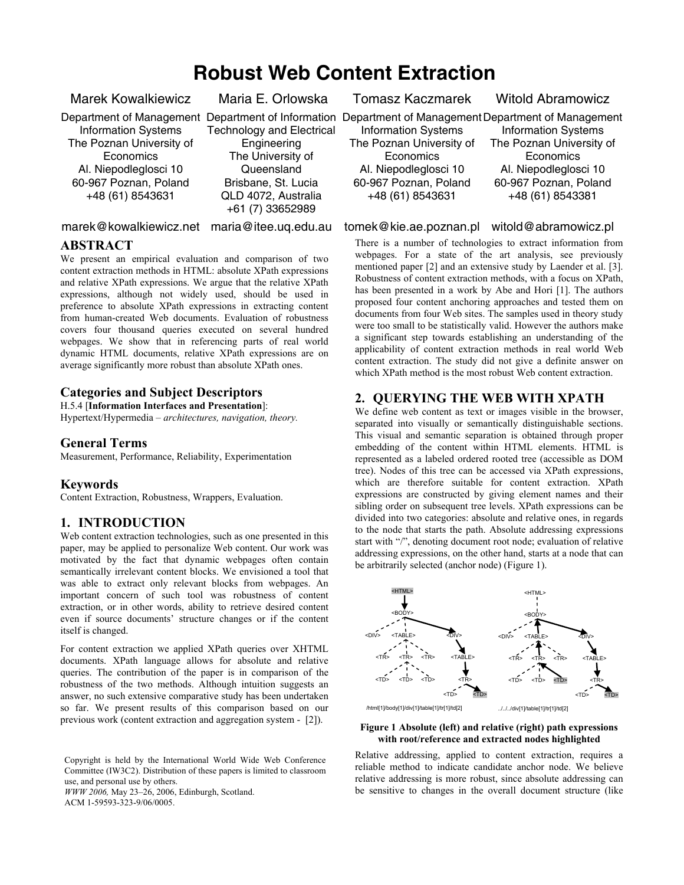# Robust Web Content Extraction

Marek Kowalkiewicz
Department of Management Information Systems
The Poznan University of Economics
Al. Niepodleglosci 10
60-967 Poznan, Poland
+48 (61) 8543631
marek@kowalkiewicz.net

Maria E. Orlowska
Department of Information Technology and Electrical Engineering
The University of Queensland
Brisbane, St. Lucia
QLD 4072, Australia
+61 (7) 33652989
maria@itee.uq.edu.au

Tomasz Kaczmarek
Department of Management Information Systems
The Poznan University of Economics
Al. Niepodleglosci 10
60-967 Poznan, Poland
+48 (61) 8543631
tomek@kie.ae.poznan.pl

Witold Abramowicz
Department of Management Information Systems
The Poznan University of Economics
Al. Niepodleglosci 10
60-967 Poznan, Poland
+48 (61) 8543381
witold@abramowicz.pl

## ABSTRACT

We present an empirical evaluation and comparison of two content extraction methods in HTML: absolute XPath expressions and relative XPath expressions. We argue that the relative XPath expressions, although not widely used, should be used in preference to absolute XPath expressions in extracting content from human-created Web documents. Evaluation of robustness covers four thousand queries executed on several hundred webpages. We show that in referencing parts of real world dynamic HTML documents, relative XPath expressions are on average significantly more robust than absolute XPath ones.

### Categories and Subject Descriptors

H.5.4 [**Information Interfaces and Presentation**]: Hypertext/Hypermedia – *architectures, navigation, theory.*

### General Terms

Measurement, Performance, Reliability, Experimentation

### Keywords

Content Extraction, Robustness, Wrappers, Evaluation.

## 1. INTRODUCTION

Web content extraction technologies, such as one presented in this paper, may be applied to personalize Web content. Our work was motivated by the fact that dynamic webpages often contain semantically irrelevant content blocks. We envisioned a tool that was able to extract only relevant blocks from webpages. An important concern of such tool was robustness of content extraction, or in other words, ability to retrieve desired content even if source documents' structure changes or if the content itself is changed.

For content extraction we applied XPath queries over XHTML documents. XPath language allows for absolute and relative queries. The contribution of the paper is in comparison of the robustness of the two methods. Although intuition suggests an answer, no such extensive comparative study has been undertaken so far. We present results of this comparison based on our previous work (content extraction and aggregation system - [2]).

Copyright is held by the International World Wide Web Conference Committee (IW3C2). Distribution of these papers is limited to classroom use, and personal use by others.
*WWW 2006,* May 23–26, 2006, Edinburgh, Scotland.
ACM 1-59593-323-9/06/0005.

There is a number of technologies to extract information from webpages. For a state of the art analysis, see previously mentioned paper [2] and an extensive study by Laender et al. [3]. Robustness of content extraction methods, with a focus on XPath, has been presented in a work by Abe and Hori [1]. The authors proposed four content anchoring approaches and tested them on documents from four Web sites. The samples used in theory study were too small to be statistically valid. However the authors make a significant step towards establishing an understanding of the applicability of content extraction methods in real world Web content extraction. The study did not give a definite answer on which XPath method is the most robust Web content extraction.

## 2. QUERYING THE WEB WITH XPATH

We define web content as text or images visible in the browser, separated into visually or semantically distinguishable sections. This visual and semantic separation is obtained through proper embedding of the content within HTML elements. HTML is represented as a labeled ordered rooted tree (accessible as DOM tree). Nodes of this tree can be accessed via XPath expressions, which are therefore suitable for content extraction. XPath expressions are constructed by giving element names and their sibling order on subsequent tree levels. XPath expressions can be divided into two categories: absolute and relative ones, in regards to the node that starts the path. Absolute addressing expressions start with "/", denoting document root node; evaluation of relative addressing expressions, on the other hand, starts at a node that can be arbitrarily selected (anchor node) (Figure 1).

/html[1]/body[1]/div[1]/table[1]/tr[1]/td[2]

../../../div[1]/table[1]/tr[1]/td[2]

**Figure 1 Absolute (left) and relative (right) path expressions with root/reference and extracted nodes highlighted**

Relative addressing, applied to content extraction, requires a reliable method to indicate candidate anchor node. We believe relative addressing is more robust, since absolute addressing can be sensitive to changes in the overall document structure (like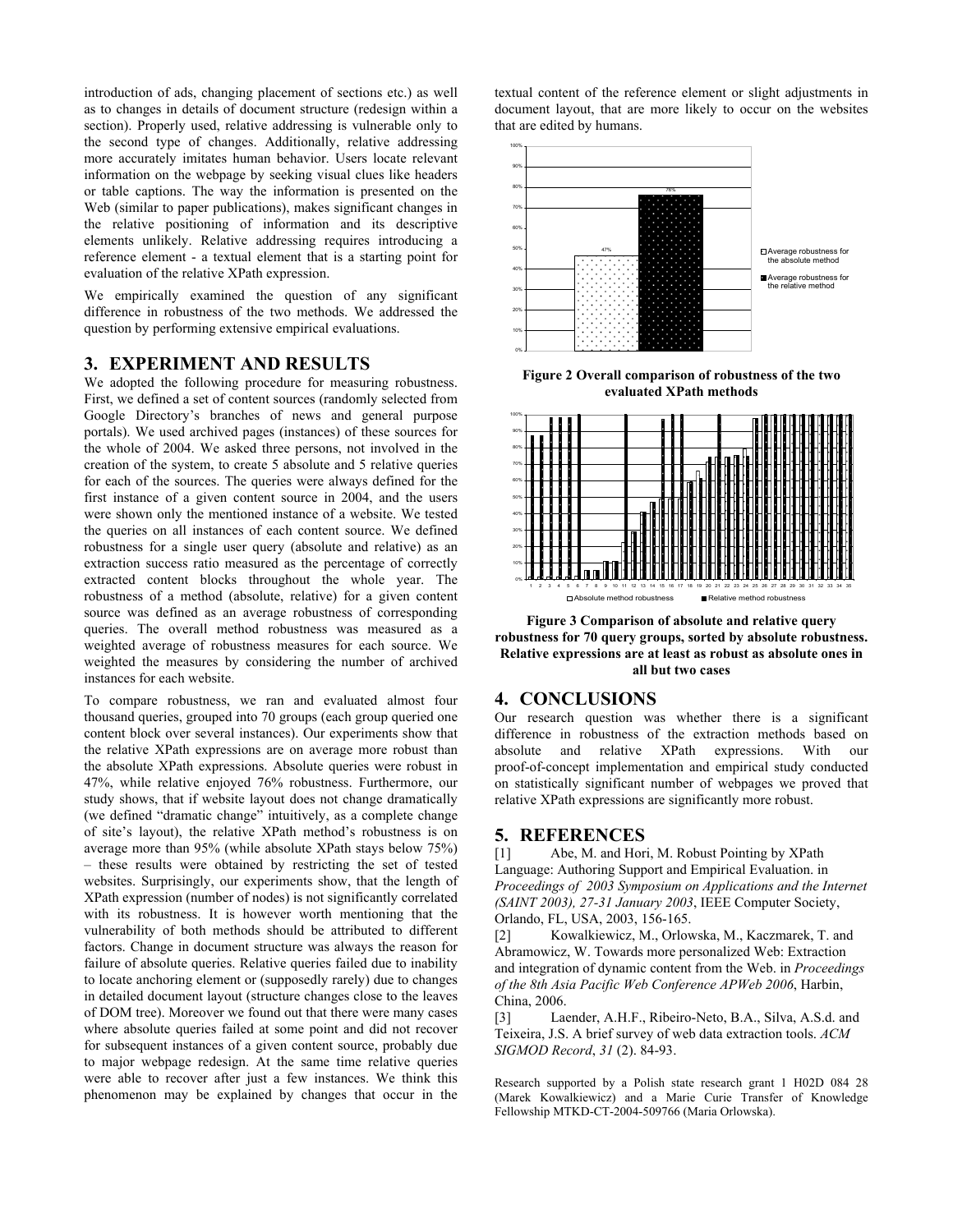introduction of ads, changing placement of sections etc.) as well as to changes in details of document structure (redesign within a section). Properly used, relative addressing is vulnerable only to the second type of changes. Additionally, relative addressing more accurately imitates human behavior. Users locate relevant information on the webpage by seeking visual clues like headers or table captions. The way the information is presented on the Web (similar to paper publications), makes significant changes in the relative positioning of information and its descriptive elements unlikely. Relative addressing requires introducing a reference element - a textual element that is a starting point for evaluation of the relative XPath expression.

We empirically examined the question of any significant difference in robustness of the two methods. We addressed the question by performing extensive empirical evaluations.

## 3. EXPERIMENT AND RESULTS

We adopted the following procedure for measuring robustness. First, we defined a set of content sources (randomly selected from Google Directory's branches of news and general purpose portals). We used archived pages (instances) of these sources for the whole of 2004. We asked three persons, not involved in the creation of the system, to create 5 absolute and 5 relative queries for each of the sources. The queries were always defined for the first instance of a given content source in 2004, and the users were shown only the mentioned instance of a website. We tested the queries on all instances of each content source. We defined robustness for a single user query (absolute and relative) as an extraction success ratio measured as the percentage of correctly extracted content blocks throughout the whole year. The robustness of a method (absolute, relative) for a given content source was defined as an average robustness of corresponding queries. The overall method robustness was measured as a weighted average of robustness measures for each source. We weighted the measures by considering the number of archived instances for each website.

To compare robustness, we ran and evaluated almost four thousand queries, grouped into 70 groups (each group queried one content block over several instances). Our experiments show that the relative XPath expressions are on average more robust than the absolute XPath expressions. Absolute queries were robust in 47%, while relative enjoyed 76% robustness. Furthermore, our study shows, that if website layout does not change dramatically (we defined "dramatic change" intuitively, as a complete change of site's layout), the relative XPath method's robustness is on average more than 95% (while absolute XPath stays below 75%) – these results were obtained by restricting the set of tested websites. Surprisingly, our experiments show, that the length of XPath expression (number of nodes) is not significantly correlated with its robustness. It is however worth mentioning that the vulnerability of both methods should be attributed to different factors. Change in document structure was always the reason for failure of absolute queries. Relative queries failed due to inability to locate anchoring element or (supposedly rarely) due to changes in detailed document layout (structure changes close to the leaves of DOM tree). Moreover we found out that there were many cases where absolute queries failed at some point and did not recover for subsequent instances of a given content source, probably due to major webpage redesign. At the same time relative queries were able to recover after just a few instances. We think this phenomenon may be explained by changes that occur in the textual content of the reference element or slight adjustments in document layout, that are more likely to occur on the websites that are edited by humans.

100%
90%
80%
70%
60%
50%
40%
30%
20%
10%
0%
47%
76%
Average robustness for the absolute method
Average robustness for the relative method

**Figure 2 Overall comparison of robustness of the two evaluated XPath methods**

100%
90%
80%
70%
60%
50%
40%
30%
20%
10%
0%
1 2 3 4 5 6 7 8 9 10 11 12 13 14 15 16 17 18 19 20 21 22 23 24 25 26 27 28 29 30 31 32 33 34 35
Absolute method robustness
Relative method robustness

**Figure 3 Comparison of absolute and relative query robustness for 70 query groups, sorted by absolute robustness. Relative expressions are at least as robust as absolute ones in all but two cases**

## 4. CONCLUSIONS

Our research question was whether there is a significant difference in robustness of the extraction methods based on absolute and relative XPath expressions. With our proof-of-concept implementation and empirical study conducted on statistically significant number of webpages we proved that relative XPath expressions are significantly more robust.

## 5. REFERENCES

[1] Abe, M. and Hori, M. Robust Pointing by XPath Language: Authoring Support and Empirical Evaluation. in *Proceedings of 2003 Symposium on Applications and the Internet (SAINT 2003), 27-31 January 2003*, IEEE Computer Society, Orlando, FL, USA, 2003, 156-165.

[2] Kowalkiewicz, M., Orlowska, M., Kaczmarek, T. and Abramowicz, W. Towards more personalized Web: Extraction and integration of dynamic content from the Web. in *Proceedings of the 8th Asia Pacific Web Conference APWeb 2006*, Harbin, China, 2006.

[3] Laender, A.H.F., Ribeiro-Neto, B.A., Silva, A.S.d. and Teixeira, J.S. A brief survey of web data extraction tools. *ACM SIGMOD Record*, *31* (2). 84-93.

Research supported by a Polish state research grant 1 H02D 084 28 (Marek Kowalkiewicz) and a Marie Curie Transfer of Knowledge Fellowship MTKD-CT-2004-509766 (Maria Orlowska).